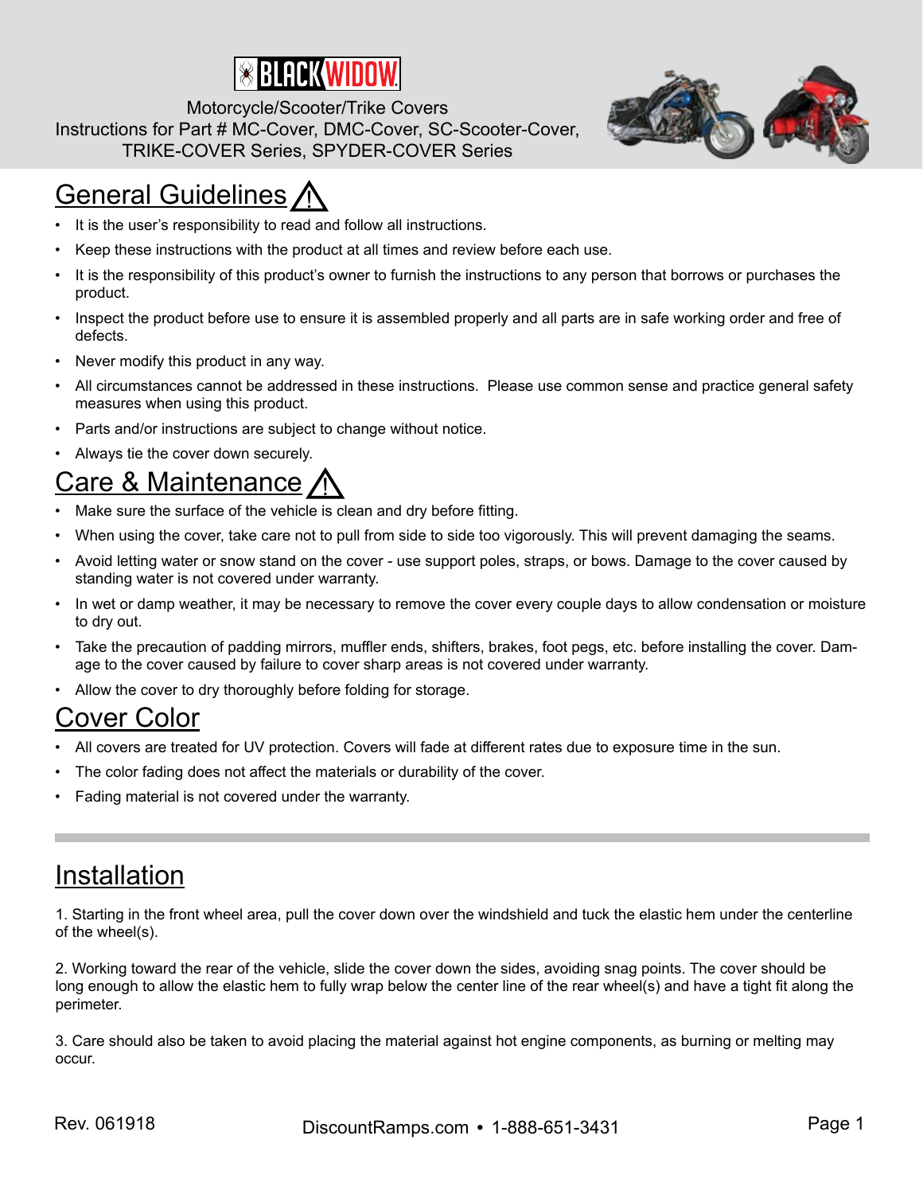BLACK WIDOW

Motorcycle/Scooter/Trike Covers
Instructions for Part # MC-Cover, DMC-Cover, SC-Scooter-Cover, TRIKE-COVER Series, SPYDER-COVER Series

## General Guidelines ⚠

- It is the user's responsibility to read and follow all instructions.
- Keep these instructions with the product at all times and review before each use.
- It is the responsibility of this product's owner to furnish the instructions to any person that borrows or purchases the product.
- Inspect the product before use to ensure it is assembled properly and all parts are in safe working order and free of defects.
- Never modify this product in any way.
- All circumstances cannot be addressed in these instructions. Please use common sense and practice general safety measures when using this product.
- Parts and/or instructions are subject to change without notice.
- Always tie the cover down securely.

## Care & Maintenance ⚠

- Make sure the surface of the vehicle is clean and dry before fitting.
- When using the cover, take care not to pull from side to side too vigorously. This will prevent damaging the seams.
- Avoid letting water or snow stand on the cover - use support poles, straps, or bows. Damage to the cover caused by standing water is not covered under warranty.
- In wet or damp weather, it may be necessary to remove the cover every couple days to allow condensation or moisture to dry out.
- Take the precaution of padding mirrors, muffler ends, shifters, brakes, foot pegs, etc. before installing the cover. Damage to the cover caused by failure to cover sharp areas is not covered under warranty.
- Allow the cover to dry thoroughly before folding for storage.

## Cover Color

- All covers are treated for UV protection. Covers will fade at different rates due to exposure time in the sun.
- The color fading does not affect the materials or durability of the cover.
- Fading material is not covered under the warranty.

## Installation

1. Starting in the front wheel area, pull the cover down over the windshield and tuck the elastic hem under the centerline of the wheel(s).

2. Working toward the rear of the vehicle, slide the cover down the sides, avoiding snag points. The cover should be long enough to allow the elastic hem to fully wrap below the center line of the rear wheel(s) and have a tight fit along the perimeter.

3. Care should also be taken to avoid placing the material against hot engine components, as burning or melting may occur.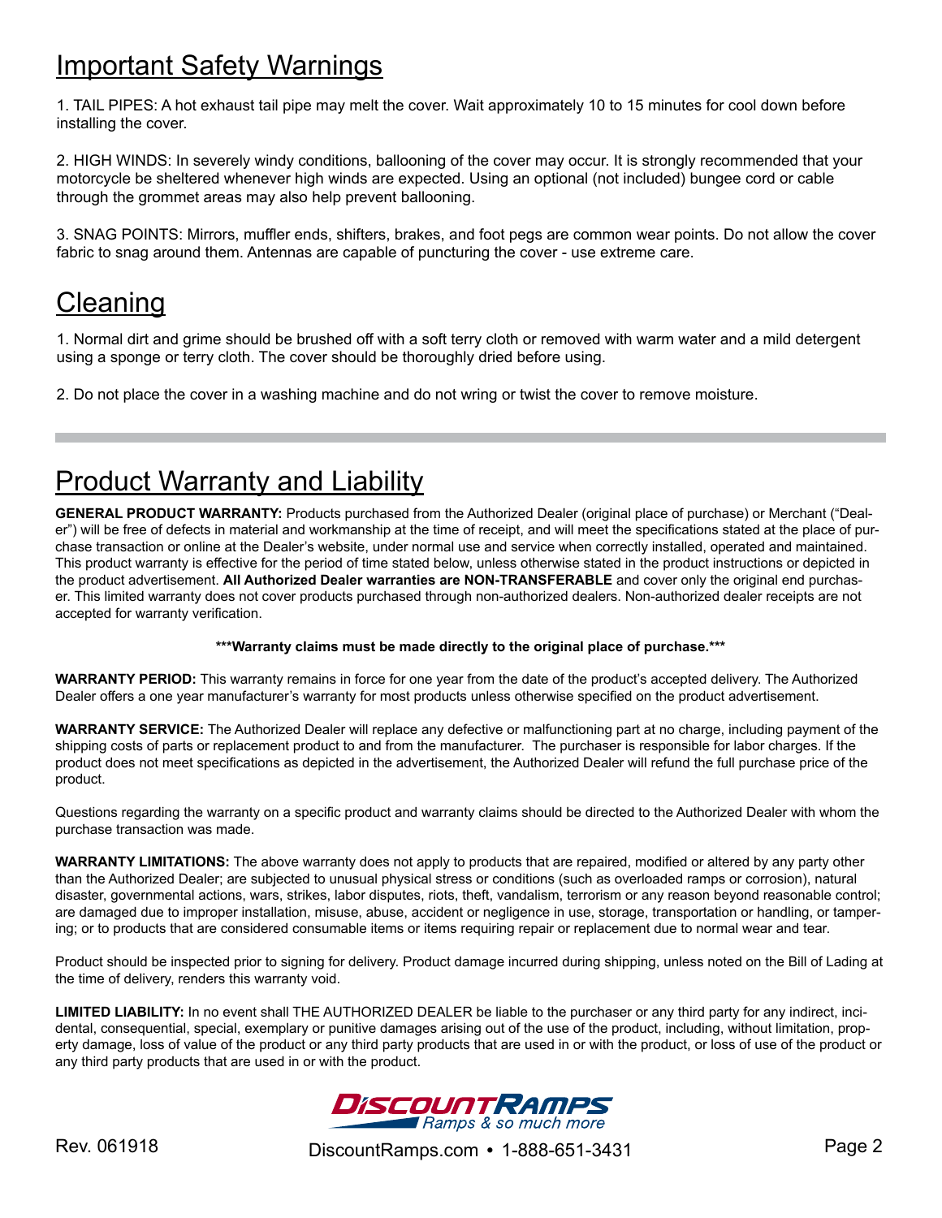## Important Safety Warnings

1. TAIL PIPES: A hot exhaust tail pipe may melt the cover. Wait approximately 10 to 15 minutes for cool down before installing the cover.

2. HIGH WINDS: In severely windy conditions, ballooning of the cover may occur. It is strongly recommended that your motorcycle be sheltered whenever high winds are expected. Using an optional (not included) bungee cord or cable through the grommet areas may also help prevent ballooning.

3. SNAG POINTS: Mirrors, muffler ends, shifters, brakes, and foot pegs are common wear points. Do not allow the cover fabric to snag around them. Antennas are capable of puncturing the cover - use extreme care.

## Cleaning

1. Normal dirt and grime should be brushed off with a soft terry cloth or removed with warm water and a mild detergent using a sponge or terry cloth. The cover should be thoroughly dried before using.

2. Do not place the cover in a washing machine and do not wring or twist the cover to remove moisture.

## Product Warranty and Liability

**GENERAL PRODUCT WARRANTY:** Products purchased from the Authorized Dealer (original place of purchase) or Merchant ("Dealer") will be free of defects in material and workmanship at the time of receipt, and will meet the specifications stated at the place of purchase transaction or online at the Dealer's website, under normal use and service when correctly installed, operated and maintained. This product warranty is effective for the period of time stated below, unless otherwise stated in the product instructions or depicted in the product advertisement. **All Authorized Dealer warranties are NON-TRANSFERABLE** and cover only the original end purchaser. This limited warranty does not cover products purchased through non-authorized dealers. Non-authorized dealer receipts are not accepted for warranty verification.

**\*\*\*Warranty claims must be made directly to the original place of purchase.\*\*\***

**WARRANTY PERIOD:** This warranty remains in force for one year from the date of the product's accepted delivery. The Authorized Dealer offers a one year manufacturer's warranty for most products unless otherwise specified on the product advertisement.

**WARRANTY SERVICE:** The Authorized Dealer will replace any defective or malfunctioning part at no charge, including payment of the shipping costs of parts or replacement product to and from the manufacturer. The purchaser is responsible for labor charges. If the product does not meet specifications as depicted in the advertisement, the Authorized Dealer will refund the full purchase price of the product.

Questions regarding the warranty on a specific product and warranty claims should be directed to the Authorized Dealer with whom the purchase transaction was made.

**WARRANTY LIMITATIONS:** The above warranty does not apply to products that are repaired, modified or altered by any party other than the Authorized Dealer; are subjected to unusual physical stress or conditions (such as overloaded ramps or corrosion), natural disaster, governmental actions, wars, strikes, labor disputes, riots, theft, vandalism, terrorism or any reason beyond reasonable control; are damaged due to improper installation, misuse, abuse, accident or negligence in use, storage, transportation or handling, or tampering; or to products that are considered consumable items or items requiring repair or replacement due to normal wear and tear.

Product should be inspected prior to signing for delivery. Product damage incurred during shipping, unless noted on the Bill of Lading at the time of delivery, renders this warranty void.

**LIMITED LIABILITY:** In no event shall THE AUTHORIZED DEALER be liable to the purchaser or any third party for any indirect, incidental, consequential, special, exemplary or punitive damages arising out of the use of the product, including, without limitation, property damage, loss of value of the product or any third party products that are used in or with the product, or loss of use of the product or any third party products that are used in or with the product.

DiscountRamps
Ramps & so much more

Rev. 061918

DiscountRamps.com • 1-888-651-3431